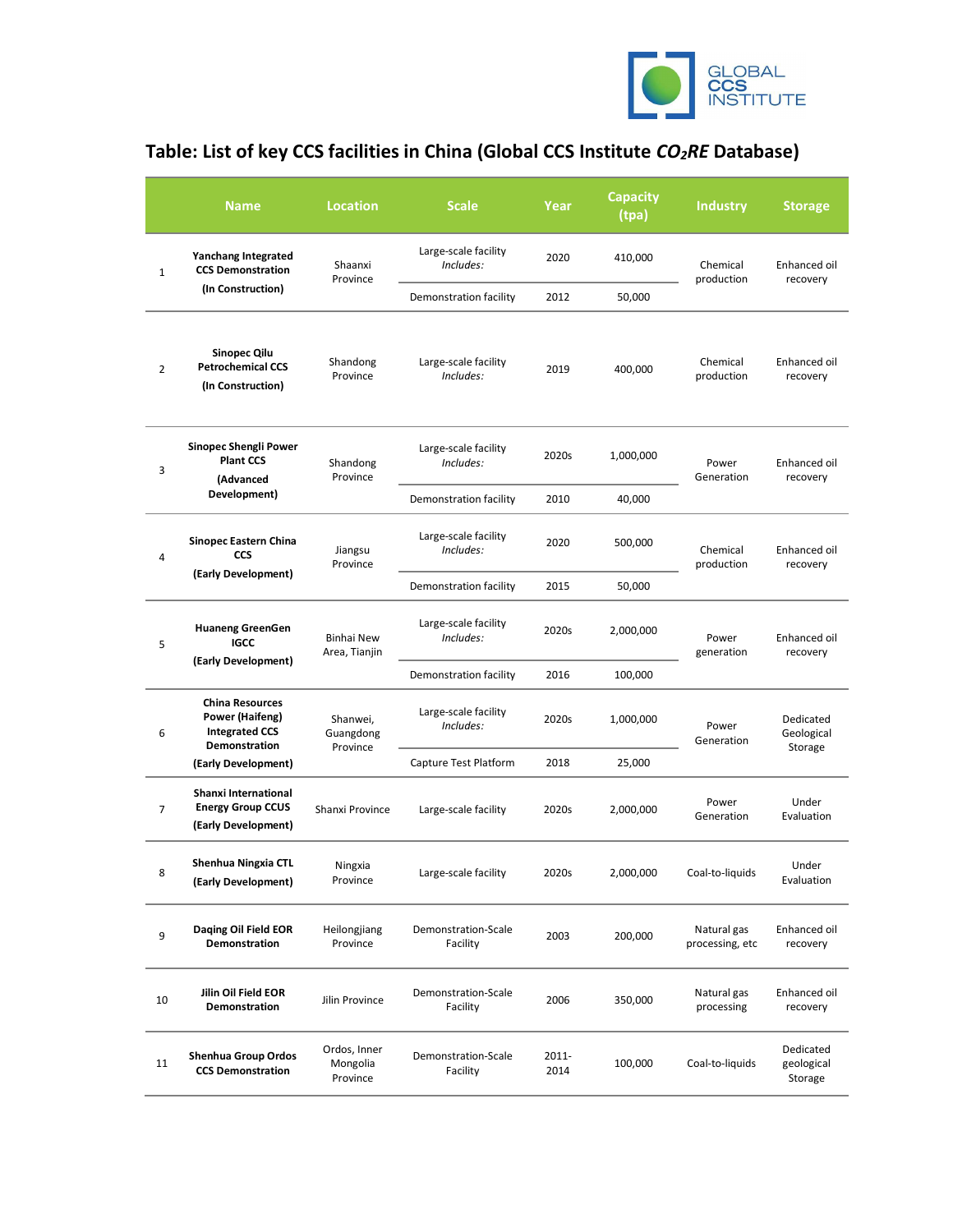# Table: List of key CCS facilities in China (Global CCS Institute *$CO_2RE$* Database)

| | Name | Location | Scale | Year | Capacity (tpa) | Industry | Storage |
|---|---|---|---|---|---|---|---|
| 1 | **Yanchang Integrated CCS Demonstration (In Construction)** | Shaanxi Province | Large-scale facility *Includes:* | 2020 | 410,000 | Chemical production | Enhanced oil recovery |
| | | | Demonstration facility | 2012 | 50,000 | | |
| 2 | **Sinopec Qilu Petrochemical CCS (In Construction)** | Shandong Province | Large-scale facility *Includes:* | 2019 | 400,000 | Chemical production | Enhanced oil recovery |
| 3 | **Sinopec Shengli Power Plant CCS (Advanced Development)** | Shandong Province | Large-scale facility *Includes:* | 2020s | 1,000,000 | Power Generation | Enhanced oil recovery |
| | | | Demonstration facility | 2010 | 40,000 | | |
| 4 | **Sinopec Eastern China CCS (Early Development)** | Jiangsu Province | Large-scale facility *Includes:* | 2020 | 500,000 | Chemical production | Enhanced oil recovery |
| | | | Demonstration facility | 2015 | 50,000 | | |
| 5 | **Huaneng GreenGen IGCC (Early Development)** | Binhai New Area, Tianjin | Large-scale facility *Includes:* | 2020s | 2,000,000 | Power generation | Enhanced oil recovery |
| | | | Demonstration facility | 2016 | 100,000 | | |
| 6 | **China Resources Power (Haifeng) Integrated CCS Demonstration (Early Development)** | Shanwei, Guangdong Province | Large-scale facility *Includes:* | 2020s | 1,000,000 | Power Generation | Dedicated Geological Storage |
| | | | Capture Test Platform | 2018 | 25,000 | | |
| 7 | **Shanxi International Energy Group CCUS (Early Development)** | Shanxi Province | Large-scale facility | 2020s | 2,000,000 | Power Generation | Under Evaluation |
| 8 | **Shenhua Ningxia CTL (Early Development)** | Ningxia Province | Large-scale facility | 2020s | 2,000,000 | Coal-to-liquids | Under Evaluation |
| 9 | **Daqing Oil Field EOR Demonstration** | Heilongjiang Province | Demonstration-Scale Facility | 2003 | 200,000 | Natural gas processing, etc | Enhanced oil recovery |
| 10 | **Jilin Oil Field EOR Demonstration** | Jilin Province | Demonstration-Scale Facility | 2006 | 350,000 | Natural gas processing | Enhanced oil recovery |
| 11 | **Shenhua Group Ordos CCS Demonstration** | Ordos, Inner Mongolia Province | Demonstration-Scale Facility | 2011-2014 | 100,000 | Coal-to-liquids | Dedicated geological Storage |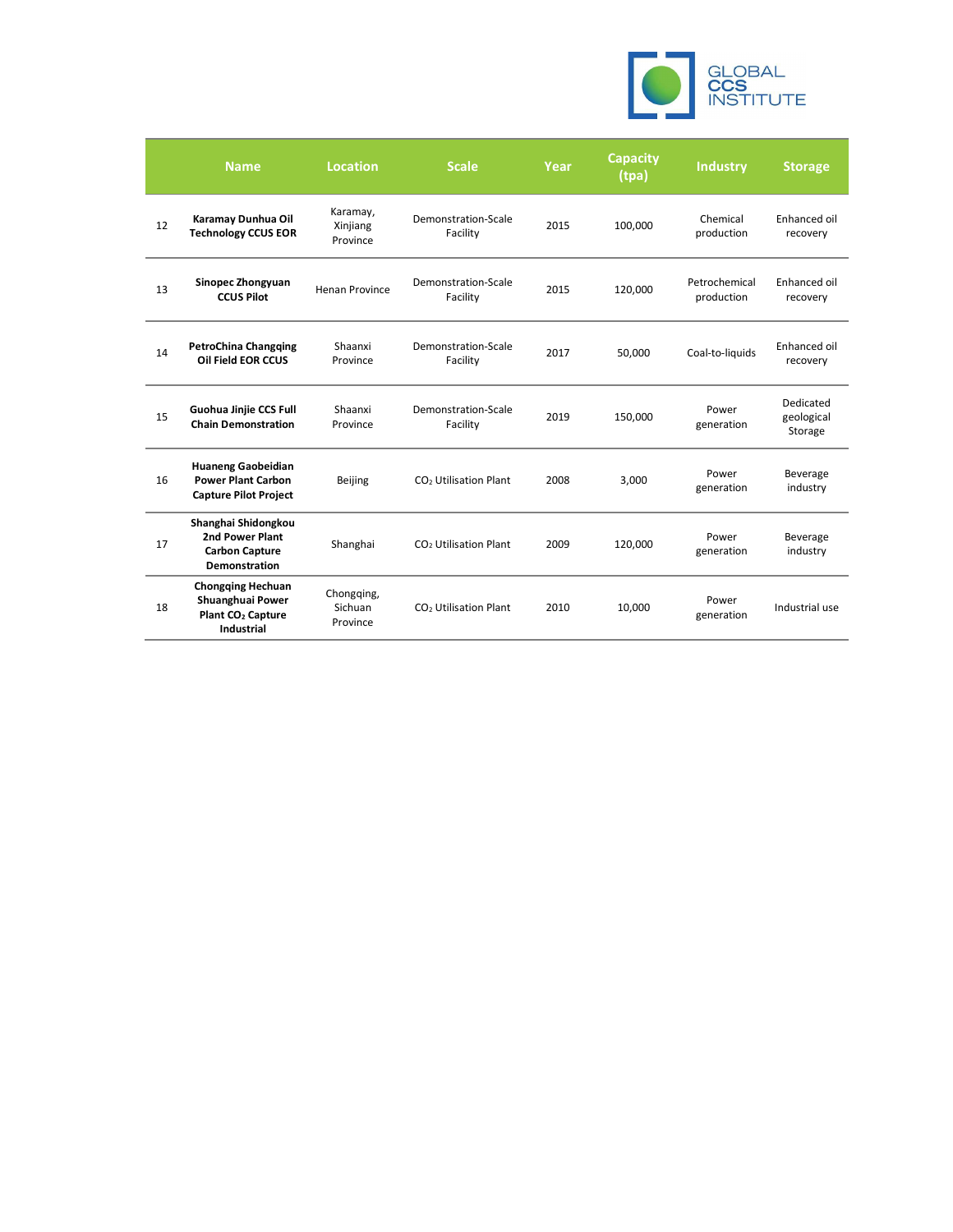| | Name | Location | Scale | Year | Capacity (tpa) | Industry | Storage |
|---|---|---|---|---|---|---|---|
| 12 | **Karamay Dunhua Oil Technology CCUS EOR** | Karamay, Xinjiang Province | Demonstration-Scale Facility | 2015 | 100,000 | Chemical production | Enhanced oil recovery |
| 13 | **Sinopec Zhongyuan CCUS Pilot** | Henan Province | Demonstration-Scale Facility | 2015 | 120,000 | Petrochemical production | Enhanced oil recovery |
| 14 | **PetroChina Changqing Oil Field EOR CCUS** | Shaanxi Province | Demonstration-Scale Facility | 2017 | 50,000 | Coal-to-liquids | Enhanced oil recovery |
| 15 | **Guohua Jinjie CCS Full Chain Demonstration** | Shaanxi Province | Demonstration-Scale Facility | 2019 | 150,000 | Power generation | Dedicated geological Storage |
| 16 | **Huaneng Gaobeidian Power Plant Carbon Capture Pilot Project** | Beijing | $CO_2$ Utilisation Plant | 2008 | 3,000 | Power generation | Beverage industry |
| 17 | **Shanghai Shidongkou 2nd Power Plant Carbon Capture Demonstration** | Shanghai | $CO_2$ Utilisation Plant | 2009 | 120,000 | Power generation | Beverage industry |
| 18 | **Chongqing Hechuan Shuanghuai Power Plant $CO_2$ Capture Industrial** | Chongqing, Sichuan Province | $CO_2$ Utilisation Plant | 2010 | 10,000 | Power generation | Industrial use |